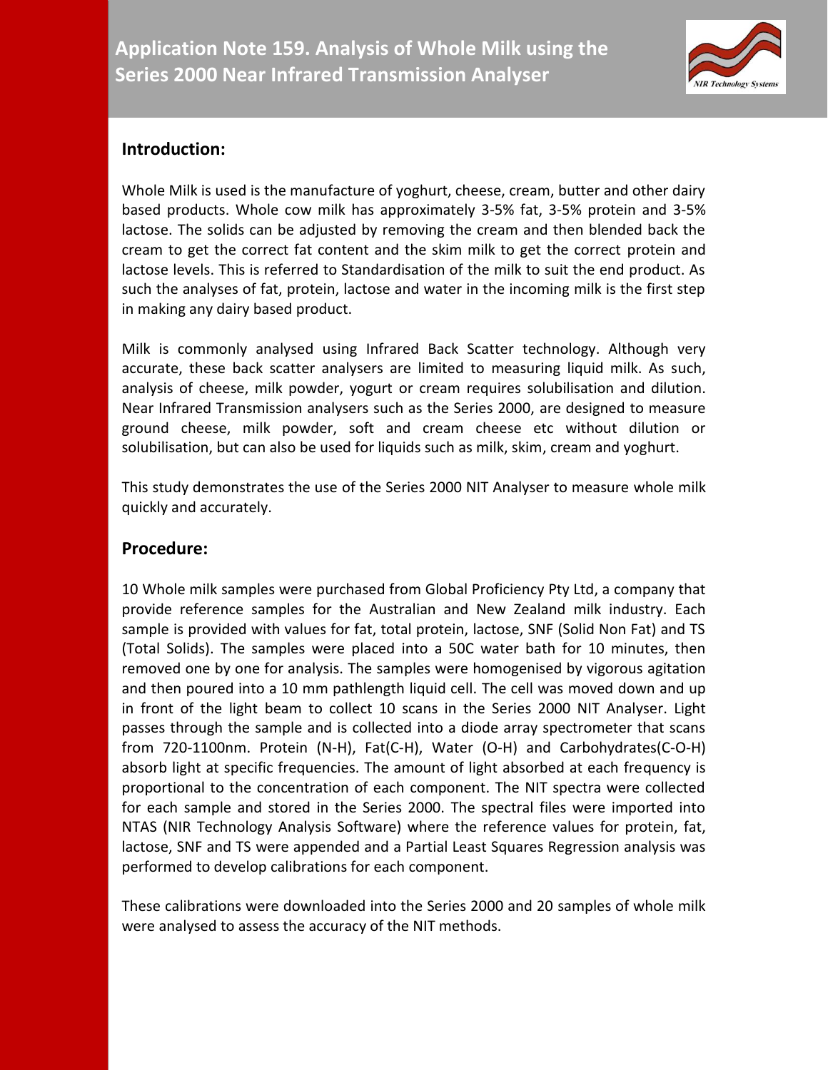# Application Note 159. Analysis of Whole Milk using the Series 2000 Near Infrared Transmission Analyser

## Introduction:

Whole Milk is used is the manufacture of yoghurt, cheese, cream, butter and other dairy based products. Whole cow milk has approximately 3-5% fat, 3-5% protein and 3-5% lactose. The solids can be adjusted by removing the cream and then blended back the cream to get the correct fat content and the skim milk to get the correct protein and lactose levels. This is referred to Standardisation of the milk to suit the end product. As such the analyses of fat, protein, lactose and water in the incoming milk is the first step in making any dairy based product.

Milk is commonly analysed using Infrared Back Scatter technology. Although very accurate, these back scatter analysers are limited to measuring liquid milk. As such, analysis of cheese, milk powder, yogurt or cream requires solubilisation and dilution. Near Infrared Transmission analysers such as the Series 2000, are designed to measure ground cheese, milk powder, soft and cream cheese etc without dilution or solubilisation, but can also be used for liquids such as milk, skim, cream and yoghurt.

This study demonstrates the use of the Series 2000 NIT Analyser to measure whole milk quickly and accurately.

## Procedure:

10 Whole milk samples were purchased from Global Proficiency Pty Ltd, a company that provide reference samples for the Australian and New Zealand milk industry. Each sample is provided with values for fat, total protein, lactose, SNF (Solid Non Fat) and TS (Total Solids). The samples were placed into a 50C water bath for 10 minutes, then removed one by one for analysis. The samples were homogenised by vigorous agitation and then poured into a 10 mm pathlength liquid cell. The cell was moved down and up in front of the light beam to collect 10 scans in the Series 2000 NIT Analyser. Light passes through the sample and is collected into a diode array spectrometer that scans from 720-1100nm. Protein (N-H), Fat(C-H), Water (O-H) and Carbohydrates(C-O-H) absorb light at specific frequencies. The amount of light absorbed at each frequency is proportional to the concentration of each component. The NIT spectra were collected for each sample and stored in the Series 2000. The spectral files were imported into NTAS (NIR Technology Analysis Software) where the reference values for protein, fat, lactose, SNF and TS were appended and a Partial Least Squares Regression analysis was performed to develop calibrations for each component.

These calibrations were downloaded into the Series 2000 and 20 samples of whole milk were analysed to assess the accuracy of the NIT methods.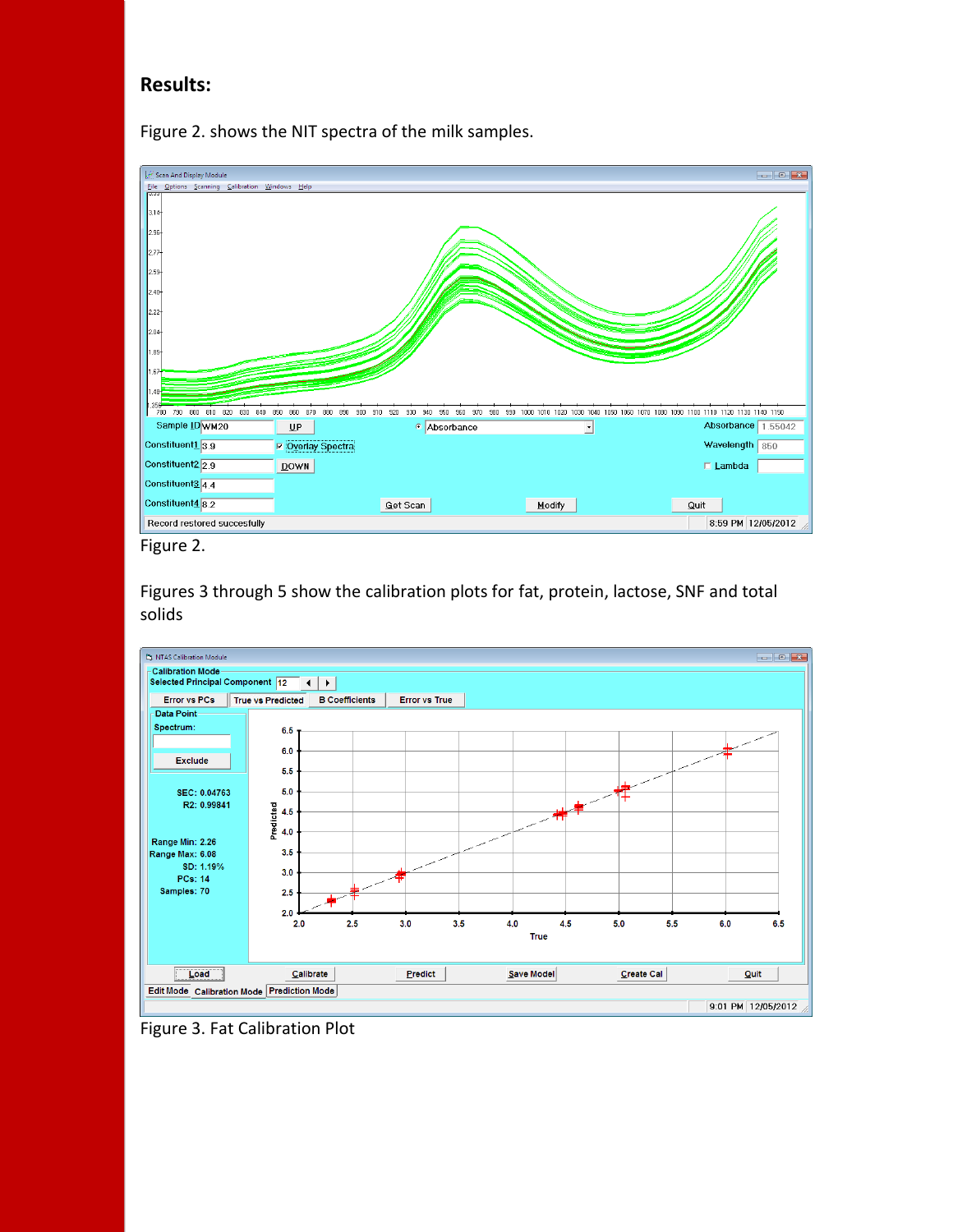## Results:

Figure 2. shows the NIT spectra of the milk samples.

Figure 2.

Figures 3 through 5 show the calibration plots for fat, protein, lactose, SNF and total solids

Figure 3. Fat Calibration Plot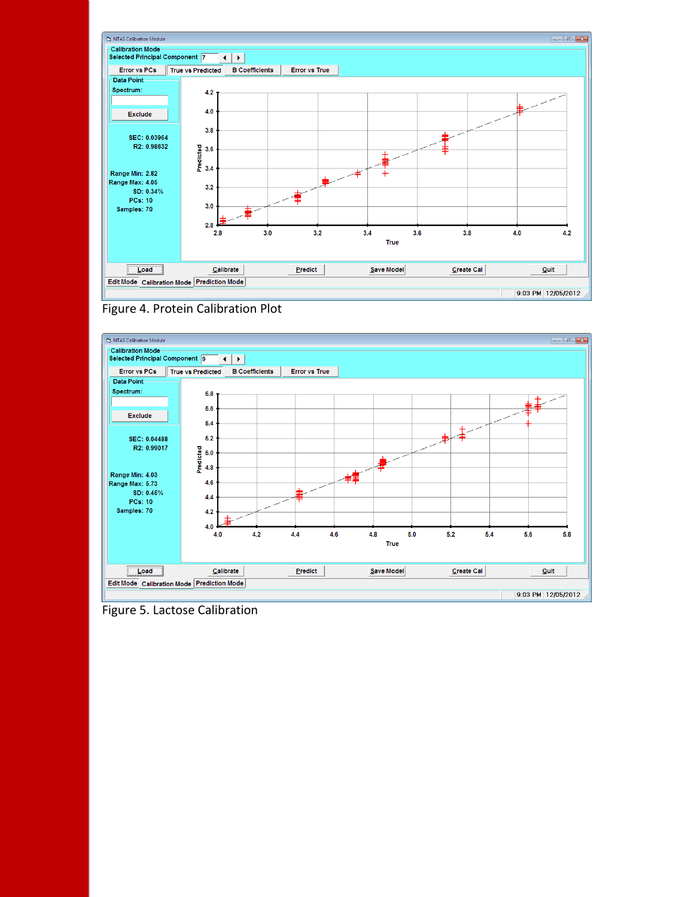Figure 4. Protein Calibration Plot

Figure 5. Lactose Calibration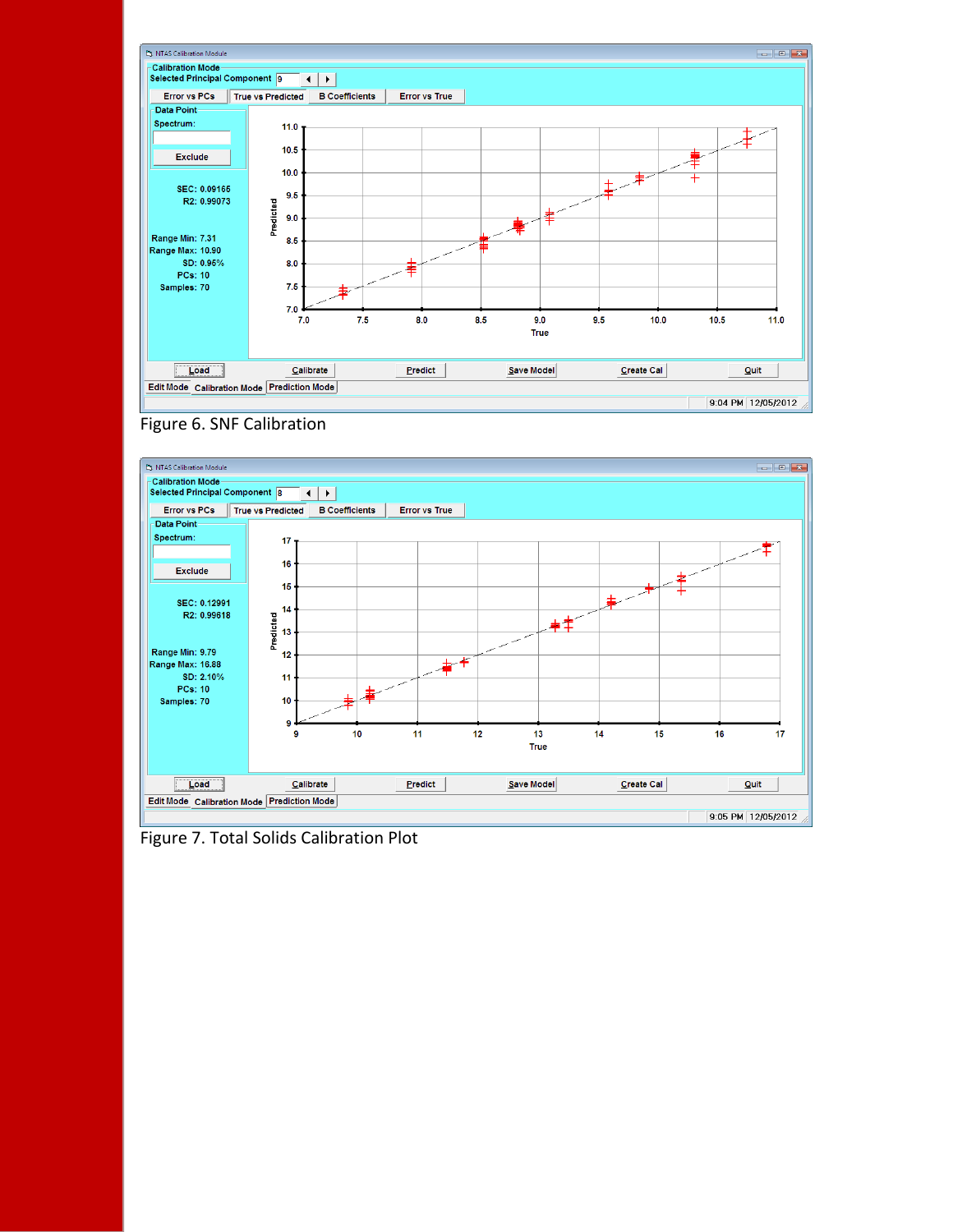Figure 6. SNF Calibration

Figure 7. Total Solids Calibration Plot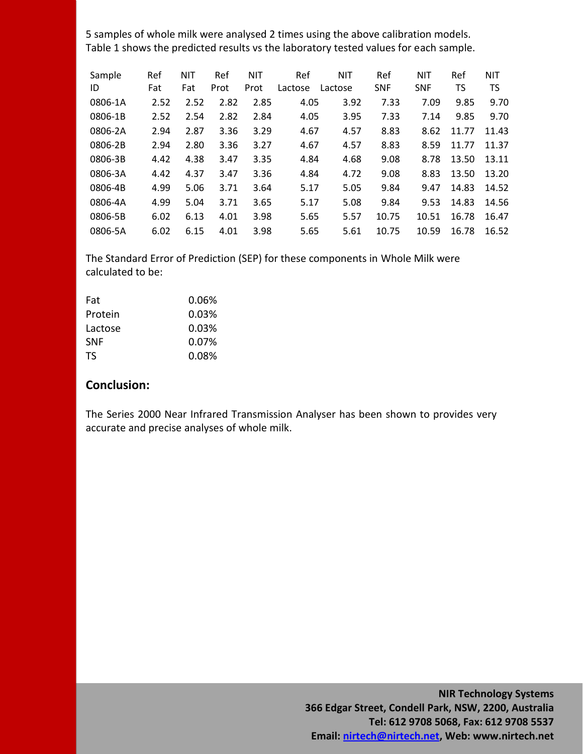5 samples of whole milk were analysed 2 times using the above calibration models. Table 1 shows the predicted results vs the laboratory tested values for each sample.

| Sample ID | Ref Fat | NIT Fat | Ref Prot | NIT Prot | Ref Lactose | NIT Lactose | Ref SNF | NIT SNF | Ref TS | NIT TS |
|---|---|---|---|---|---|---|---|---|---|---|
| 0806-1A | 2.52 | 2.52 | 2.82 | 2.85 | 4.05 | 3.92 | 7.33 | 7.09 | 9.85 | 9.70 |
| 0806-1B | 2.52 | 2.54 | 2.82 | 2.84 | 4.05 | 3.95 | 7.33 | 7.14 | 9.85 | 9.70 |
| 0806-2A | 2.94 | 2.87 | 3.36 | 3.29 | 4.67 | 4.57 | 8.83 | 8.62 | 11.77 | 11.43 |
| 0806-2B | 2.94 | 2.80 | 3.36 | 3.27 | 4.67 | 4.57 | 8.83 | 8.59 | 11.77 | 11.37 |
| 0806-3B | 4.42 | 4.38 | 3.47 | 3.35 | 4.84 | 4.68 | 9.08 | 8.78 | 13.50 | 13.11 |
| 0806-3A | 4.42 | 4.37 | 3.47 | 3.36 | 4.84 | 4.72 | 9.08 | 8.83 | 13.50 | 13.20 |
| 0806-4B | 4.99 | 5.06 | 3.71 | 3.64 | 5.17 | 5.05 | 9.84 | 9.47 | 14.83 | 14.52 |
| 0806-4A | 4.99 | 5.04 | 3.71 | 3.65 | 5.17 | 5.08 | 9.84 | 9.53 | 14.83 | 14.56 |
| 0806-5B | 6.02 | 6.13 | 4.01 | 3.98 | 5.65 | 5.57 | 10.75 | 10.51 | 16.78 | 16.47 |
| 0806-5A | 6.02 | 6.15 | 4.01 | 3.98 | 5.65 | 5.61 | 10.75 | 10.59 | 16.78 | 16.52 |

The Standard Error of Prediction (SEP) for these components in Whole Milk were calculated to be:

| | |
|---|---|
| Fat | 0.06% |
| Protein | 0.03% |
| Lactose | 0.03% |
| SNF | 0.07% |
| TS | 0.08% |

## Conclusion:

The Series 2000 Near Infrared Transmission Analyser has been shown to provides very accurate and precise analyses of whole milk.

**NIR Technology Systems**
**366 Edgar Street, Condell Park, NSW, 2200, Australia**
**Tel: 612 9708 5068, Fax: 612 9708 5537**
**Email: nirtech@nirtech.net, Web: www.nirtech.net**